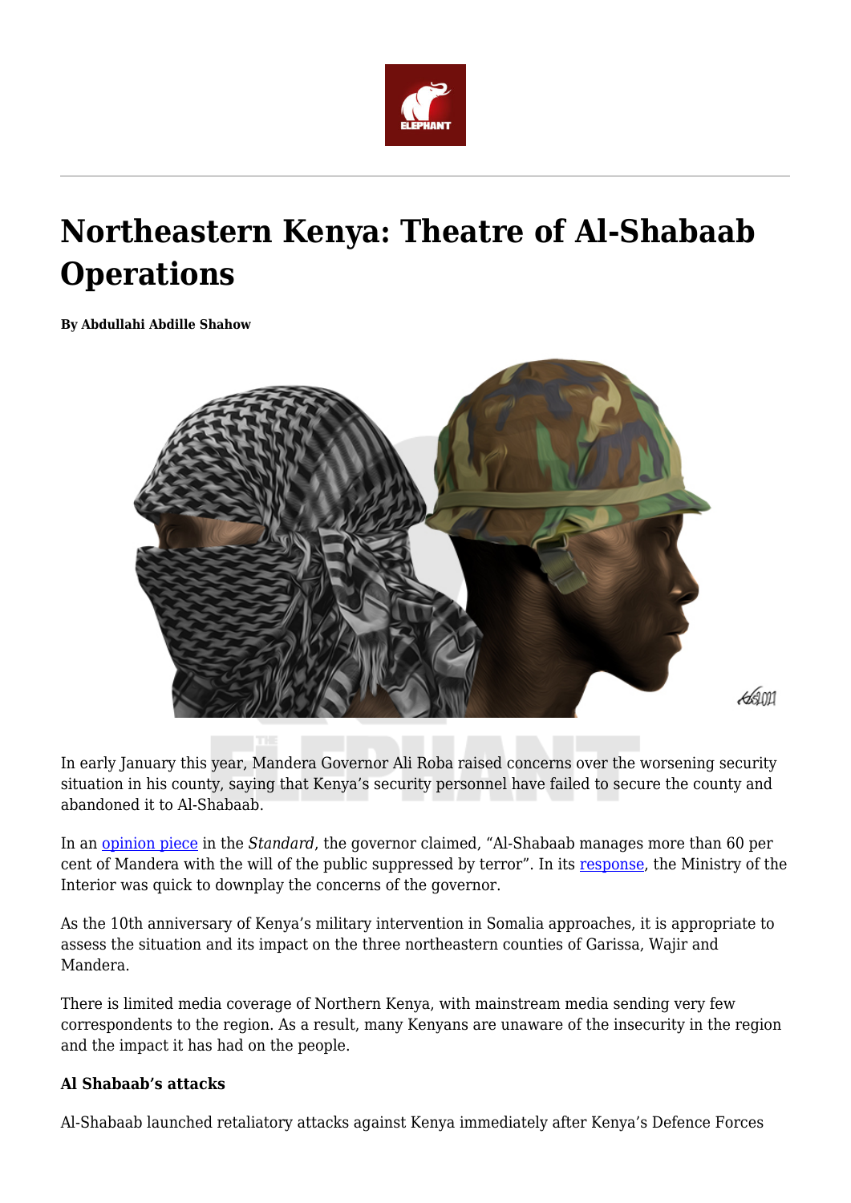# Northeastern Kenya: Theatre of Al-Shabaab Operations

**By Abdullahi Abdille Shahow**

In early January this year, Mandera Governor Ali Roba raised concerns over the worsening security situation in his county, saying that Kenya's security personnel have failed to secure the county and abandoned it to Al-Shabaab.

In an opinion piece in the *Standard*, the governor claimed, "Al-Shabaab manages more than 60 per cent of Mandera with the will of the public suppressed by terror". In its response, the Ministry of the Interior was quick to downplay the concerns of the governor.

As the 10th anniversary of Kenya's military intervention in Somalia approaches, it is appropriate to assess the situation and its impact on the three northeastern counties of Garissa, Wajir and Mandera.

There is limited media coverage of Northern Kenya, with mainstream media sending very few correspondents to the region. As a result, many Kenyans are unaware of the insecurity in the region and the impact it has had on the people.

**Al Shabaab's attacks**

Al-Shabaab launched retaliatory attacks against Kenya immediately after Kenya's Defence Forces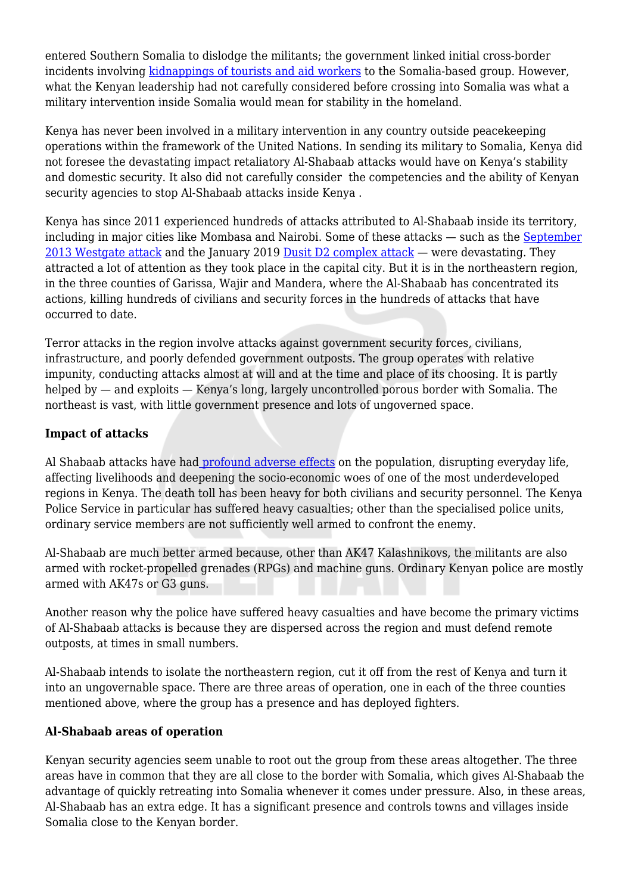entered Southern Somalia to dislodge the militants; the government linked initial cross-border incidents involving kidnappings of tourists and aid workers to the Somalia-based group. However, what the Kenyan leadership had not carefully considered before crossing into Somalia was what a military intervention inside Somalia would mean for stability in the homeland.

Kenya has never been involved in a military intervention in any country outside peacekeeping operations within the framework of the United Nations. In sending its military to Somalia, Kenya did not foresee the devastating impact retaliatory Al-Shabaab attacks would have on Kenya's stability and domestic security. It also did not carefully consider the competencies and the ability of Kenyan security agencies to stop Al-Shabaab attacks inside Kenya .

Kenya has since 2011 experienced hundreds of attacks attributed to Al-Shabaab inside its territory, including in major cities like Mombasa and Nairobi. Some of these attacks — such as the September 2013 Westgate attack and the January 2019 Dusit D2 complex attack — were devastating. They attracted a lot of attention as they took place in the capital city. But it is in the northeastern region, in the three counties of Garissa, Wajir and Mandera, where the Al-Shabaab has concentrated its actions, killing hundreds of civilians and security forces in the hundreds of attacks that have occurred to date.

Terror attacks in the region involve attacks against government security forces, civilians, infrastructure, and poorly defended government outposts. The group operates with relative impunity, conducting attacks almost at will and at the time and place of its choosing. It is partly helped by — and exploits — Kenya's long, largely uncontrolled porous border with Somalia. The northeast is vast, with little government presence and lots of ungoverned space.

**Impact of attacks**

Al Shabaab attacks have had profound adverse effects on the population, disrupting everyday life, affecting livelihoods and deepening the socio-economic woes of one of the most underdeveloped regions in Kenya. The death toll has been heavy for both civilians and security personnel. The Kenya Police Service in particular has suffered heavy casualties; other than the specialised police units, ordinary service members are not sufficiently well armed to confront the enemy.

Al-Shabaab are much better armed because, other than AK47 Kalashnikovs, the militants are also armed with rocket-propelled grenades (RPGs) and machine guns. Ordinary Kenyan police are mostly armed with AK47s or G3 guns.

Another reason why the police have suffered heavy casualties and have become the primary victims of Al-Shabaab attacks is because they are dispersed across the region and must defend remote outposts, at times in small numbers.

Al-Shabaab intends to isolate the northeastern region, cut it off from the rest of Kenya and turn it into an ungovernable space. There are three areas of operation, one in each of the three counties mentioned above, where the group has a presence and has deployed fighters.

**Al-Shabaab areas of operation**

Kenyan security agencies seem unable to root out the group from these areas altogether. The three areas have in common that they are all close to the border with Somalia, which gives Al-Shabaab the advantage of quickly retreating into Somalia whenever it comes under pressure. Also, in these areas, Al-Shabaab has an extra edge. It has a significant presence and controls towns and villages inside Somalia close to the Kenyan border.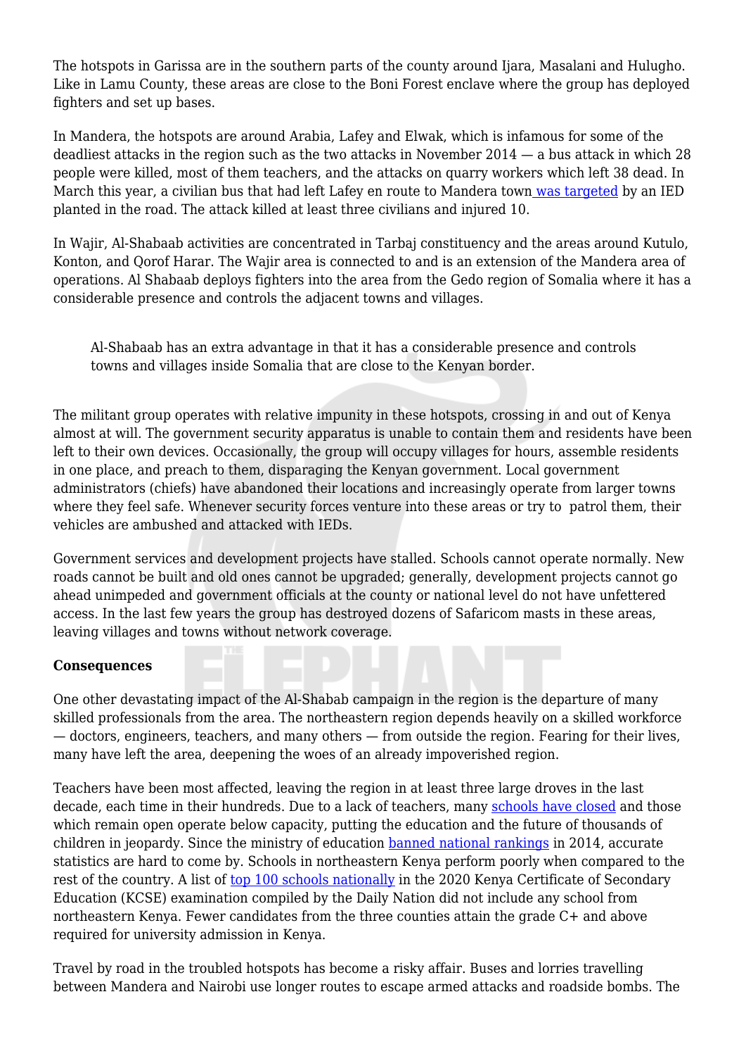The hotspots in Garissa are in the southern parts of the county around Ijara, Masalani and Hulugho. Like in Lamu County, these areas are close to the Boni Forest enclave where the group has deployed fighters and set up bases.

In Mandera, the hotspots are around Arabia, Lafey and Elwak, which is infamous for some of the deadliest attacks in the region such as the two attacks in November 2014 — a bus attack in which 28 people were killed, most of them teachers, and the attacks on quarry workers which left 38 dead. In March this year, a civilian bus that had left Lafey en route to Mandera town was targeted by an IED planted in the road. The attack killed at least three civilians and injured 10.

In Wajir, Al-Shabaab activities are concentrated in Tarbaj constituency and the areas around Kutulo, Konton, and Qorof Harar. The Wajir area is connected to and is an extension of the Mandera area of operations. Al Shabaab deploys fighters into the area from the Gedo region of Somalia where it has a considerable presence and controls the adjacent towns and villages.

> Al-Shabaab has an extra advantage in that it has a considerable presence and controls towns and villages inside Somalia that are close to the Kenyan border.

The militant group operates with relative impunity in these hotspots, crossing in and out of Kenya almost at will. The government security apparatus is unable to contain them and residents have been left to their own devices. Occasionally, the group will occupy villages for hours, assemble residents in one place, and preach to them, disparaging the Kenyan government. Local government administrators (chiefs) have abandoned their locations and increasingly operate from larger towns where they feel safe. Whenever security forces venture into these areas or try to patrol them, their vehicles are ambushed and attacked with IEDs.

Government services and development projects have stalled. Schools cannot operate normally. New roads cannot be built and old ones cannot be upgraded; generally, development projects cannot go ahead unimpeded and government officials at the county or national level do not have unfettered access. In the last few years the group has destroyed dozens of Safaricom masts in these areas, leaving villages and towns without network coverage.

**Consequences**

One other devastating impact of the Al-Shabab campaign in the region is the departure of many skilled professionals from the area. The northeastern region depends heavily on a skilled workforce — doctors, engineers, teachers, and many others — from outside the region. Fearing for their lives, many have left the area, deepening the woes of an already impoverished region.

Teachers have been most affected, leaving the region in at least three large droves in the last decade, each time in their hundreds. Due to a lack of teachers, many schools have closed and those which remain open operate below capacity, putting the education and the future of thousands of children in jeopardy. Since the ministry of education banned national rankings in 2014, accurate statistics are hard to come by. Schools in northeastern Kenya perform poorly when compared to the rest of the country. A list of top 100 schools nationally in the 2020 Kenya Certificate of Secondary Education (KCSE) examination compiled by the Daily Nation did not include any school from northeastern Kenya. Fewer candidates from the three counties attain the grade C+ and above required for university admission in Kenya.

Travel by road in the troubled hotspots has become a risky affair. Buses and lorries travelling between Mandera and Nairobi use longer routes to escape armed attacks and roadside bombs. The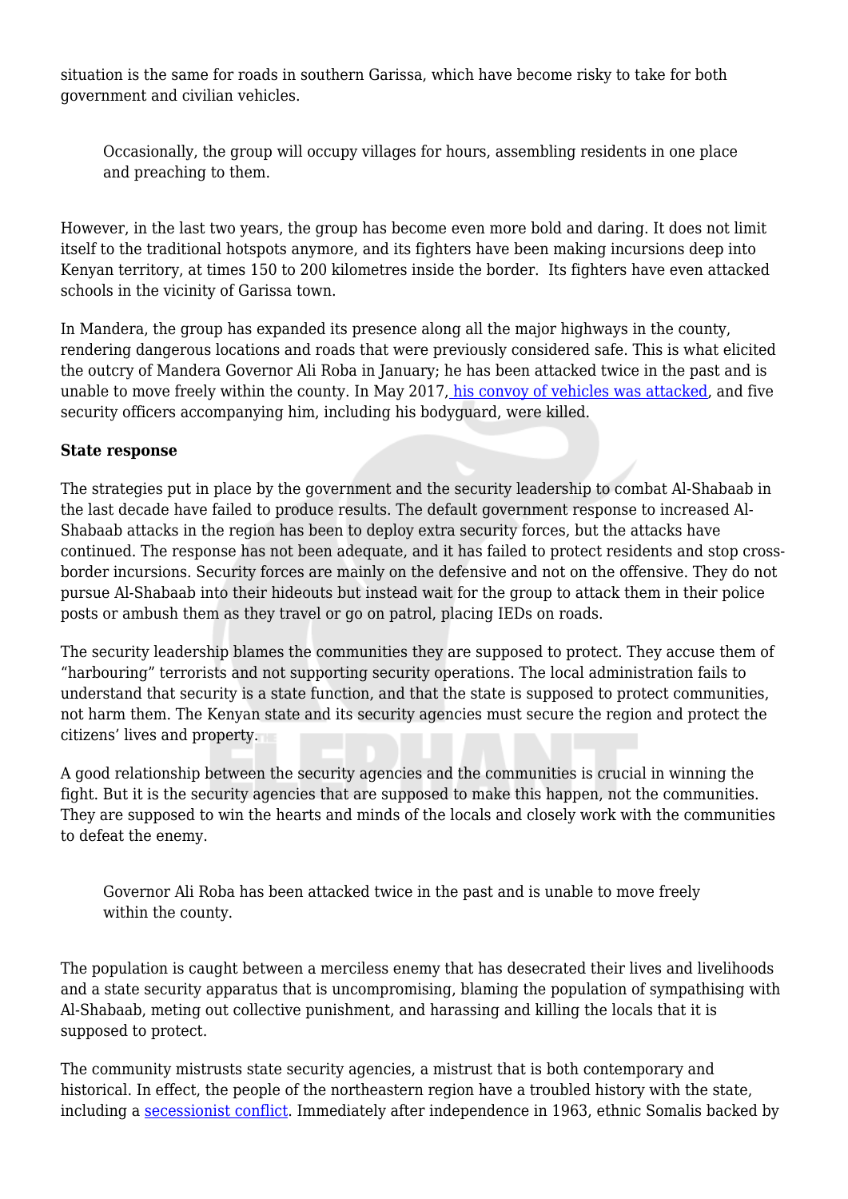situation is the same for roads in southern Garissa, which have become risky to take for both government and civilian vehicles.

> Occasionally, the group will occupy villages for hours, assembling residents in one place and preaching to them.

However, in the last two years, the group has become even more bold and daring. It does not limit itself to the traditional hotspots anymore, and its fighters have been making incursions deep into Kenyan territory, at times 150 to 200 kilometres inside the border. Its fighters have even attacked schools in the vicinity of Garissa town.

In Mandera, the group has expanded its presence along all the major highways in the county, rendering dangerous locations and roads that were previously considered safe. This is what elicited the outcry of Mandera Governor Ali Roba in January; he has been attacked twice in the past and is unable to move freely within the county. In May 2017, [his convoy of vehicles was attacked](), and five security officers accompanying him, including his bodyguard, were killed.

**State response**

The strategies put in place by the government and the security leadership to combat Al-Shabaab in the last decade have failed to produce results. The default government response to increased Al-Shabaab attacks in the region has been to deploy extra security forces, but the attacks have continued. The response has not been adequate, and it has failed to protect residents and stop cross-border incursions. Security forces are mainly on the defensive and not on the offensive. They do not pursue Al-Shabaab into their hideouts but instead wait for the group to attack them in their police posts or ambush them as they travel or go on patrol, placing IEDs on roads.

The security leadership blames the communities they are supposed to protect. They accuse them of "harbouring" terrorists and not supporting security operations. The local administration fails to understand that security is a state function, and that the state is supposed to protect communities, not harm them. The Kenyan state and its security agencies must secure the region and protect the citizens' lives and property.

A good relationship between the security agencies and the communities is crucial in winning the fight. But it is the security agencies that are supposed to make this happen, not the communities. They are supposed to win the hearts and minds of the locals and closely work with the communities to defeat the enemy.

> Governor Ali Roba has been attacked twice in the past and is unable to move freely within the county.

The population is caught between a merciless enemy that has desecrated their lives and livelihoods and a state security apparatus that is uncompromising, blaming the population of sympathising with Al-Shabaab, meting out collective punishment, and harassing and killing the locals that it is supposed to protect.

The community mistrusts state security agencies, a mistrust that is both contemporary and historical. In effect, the people of the northeastern region have a troubled history with the state, including a [secessionist conflict](). Immediately after independence in 1963, ethnic Somalis backed by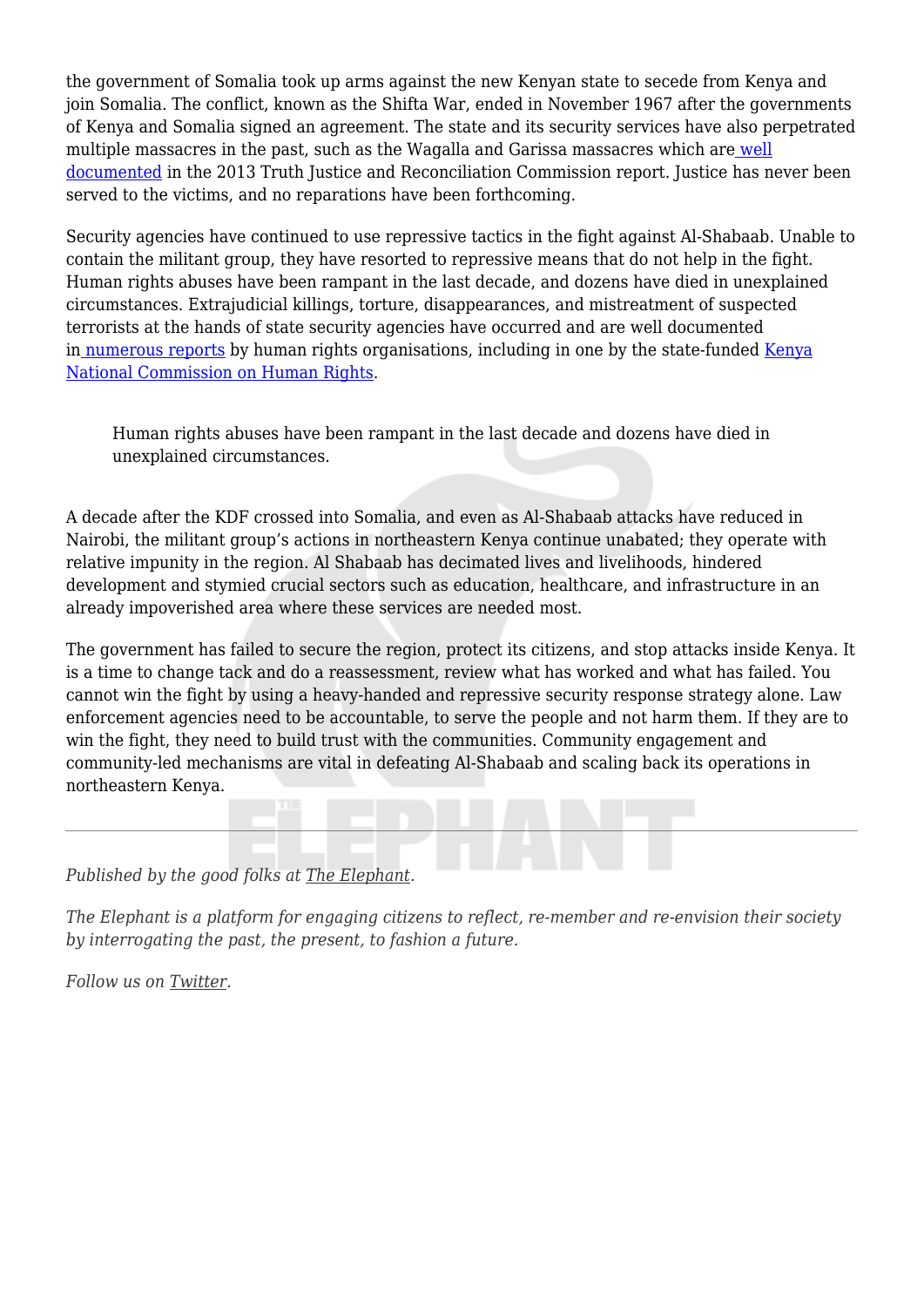the government of Somalia took up arms against the new Kenyan state to secede from Kenya and join Somalia. The conflict, known as the Shifta War, ended in November 1967 after the governments of Kenya and Somalia signed an agreement. The state and its security services have also perpetrated multiple massacres in the past, such as the Wagalla and Garissa massacres which are well documented in the 2013 Truth Justice and Reconciliation Commission report. Justice has never been served to the victims, and no reparations have been forthcoming.

Security agencies have continued to use repressive tactics in the fight against Al-Shabaab. Unable to contain the militant group, they have resorted to repressive means that do not help in the fight. Human rights abuses have been rampant in the last decade, and dozens have died in unexplained circumstances. Extrajudicial killings, torture, disappearances, and mistreatment of suspected terrorists at the hands of state security agencies have occurred and are well documented in numerous reports by human rights organisations, including in one by the state-funded Kenya National Commission on Human Rights.

> Human rights abuses have been rampant in the last decade and dozens have died in unexplained circumstances.

A decade after the KDF crossed into Somalia, and even as Al-Shabaab attacks have reduced in Nairobi, the militant group's actions in northeastern Kenya continue unabated; they operate with relative impunity in the region. Al Shabaab has decimated lives and livelihoods, hindered development and stymied crucial sectors such as education, healthcare, and infrastructure in an already impoverished area where these services are needed most.

The government has failed to secure the region, protect its citizens, and stop attacks inside Kenya. It is a time to change tack and do a reassessment, review what has worked and what has failed. You cannot win the fight by using a heavy-handed and repressive security response strategy alone. Law enforcement agencies need to be accountable, to serve the people and not harm them. If they are to win the fight, they need to build trust with the communities. Community engagement and community-led mechanisms are vital in defeating Al-Shabaab and scaling back its operations in northeastern Kenya.

---

*Published by the good folks at The Elephant.*

*The Elephant is a platform for engaging citizens to reflect, re-member and re-envision their society by interrogating the past, the present, to fashion a future.*

*Follow us on Twitter.*